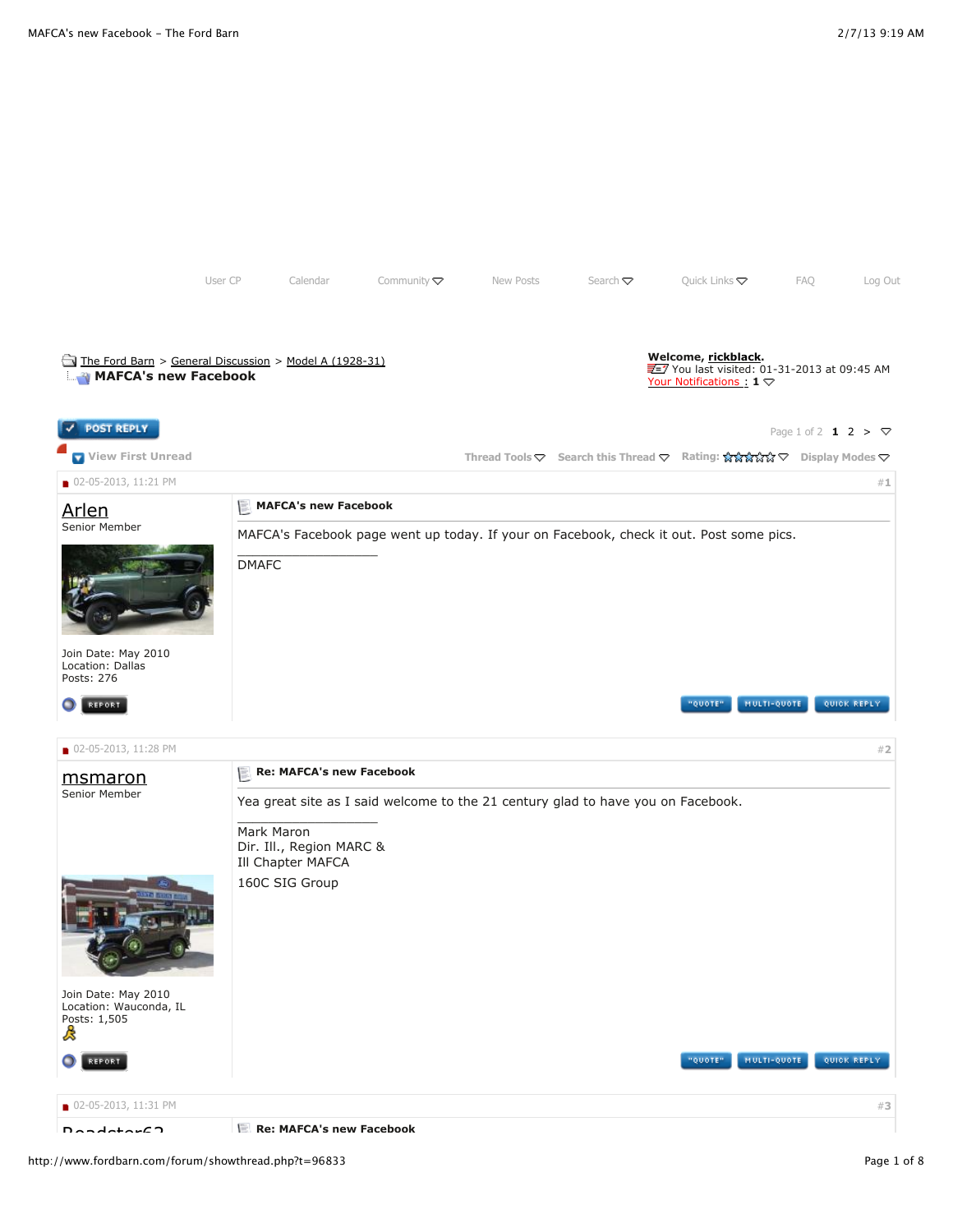User CP Calendar Community New Posts Search Quick Links FAQ Log Out

The Ford Barn > General Discussion > Model A (1928-31)

**MAFCA's new Facebook**

**Welcome, rickblack.**
You last visited: 01-31-2013 at 09:45 AM
Your Notifications : **1**

POST REPLY

Page 1 of 2 **1** 2 >

View First Unread

Thread Tools Search this Thread Rating: Display Modes

---

02-05-2013, 11:21 PM #1

**Arlen**
Senior Member

Join Date: May 2010
Location: Dallas
Posts: 276

**MAFCA's new Facebook**

MAFCA's Facebook page went up today. If your on Facebook, check it out. Post some pics.

DMAFC

REPORT "QUOTE" MULTI-QUOTE QUICK REPLY

---

02-05-2013, 11:28 PM #2

**msmaron**
Senior Member

Join Date: May 2010
Location: Wauconda, IL
Posts: 1,505

**Re: MAFCA's new Facebook**

Yea great site as I said welcome to the 21 century glad to have you on Facebook.

Mark Maron
Dir. Ill., Region MARC &
Ill Chapter MAFCA
160C SIG Group

REPORT "QUOTE" MULTI-QUOTE QUICK REPLY

---

02-05-2013, 11:31 PM #3

**Re: MAFCA's new Facebook**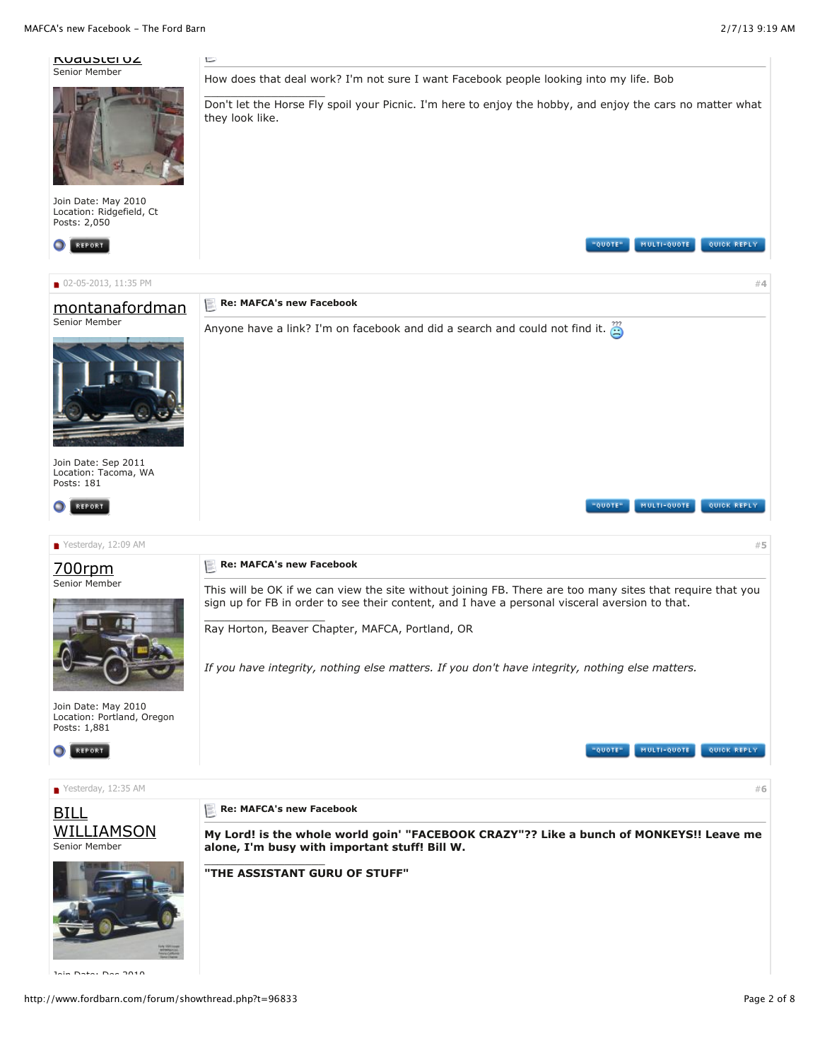Roadster02
Senior Member

Join Date: May 2010
Location: Ridgefield, Ct
Posts: 2,050

How does that deal work? I'm not sure I want Facebook people looking into my life. Bob

---

Don't let the Horse Fly spoil your Picnic. I'm here to enjoy the hobby, and enjoy the cars no matter what they look like.

---

02-05-2013, 11:35 PM #4

**montanafordman**
Senior Member

Join Date: Sep 2011
Location: Tacoma, WA
Posts: 181

**Re: MAFCA's new Facebook**

Anyone have a link? I'm on facebook and did a search and could not find it.

---

Yesterday, 12:09 AM #5

**700rpm**
Senior Member

Join Date: May 2010
Location: Portland, Oregon
Posts: 1,881

**Re: MAFCA's new Facebook**

This will be OK if we can view the site without joining FB. There are too many sites that require that you sign up for FB in order to see their content, and I have a personal visceral aversion to that.

---

Ray Horton, Beaver Chapter, MAFCA, Portland, OR

*If you have integrity, nothing else matters. If you don't have integrity, nothing else matters.*

---

Yesterday, 12:35 AM #6

**BILL WILLIAMSON**
Senior Member

Join Date: Dec 2010

**Re: MAFCA's new Facebook**

**My Lord! is the whole world goin' "FACEBOOK CRAZY"?? Like a bunch of MONKEYS!! Leave me alone, I'm busy with important stuff! Bill W.**

---

**"THE ASSISTANT GURU OF STUFF"**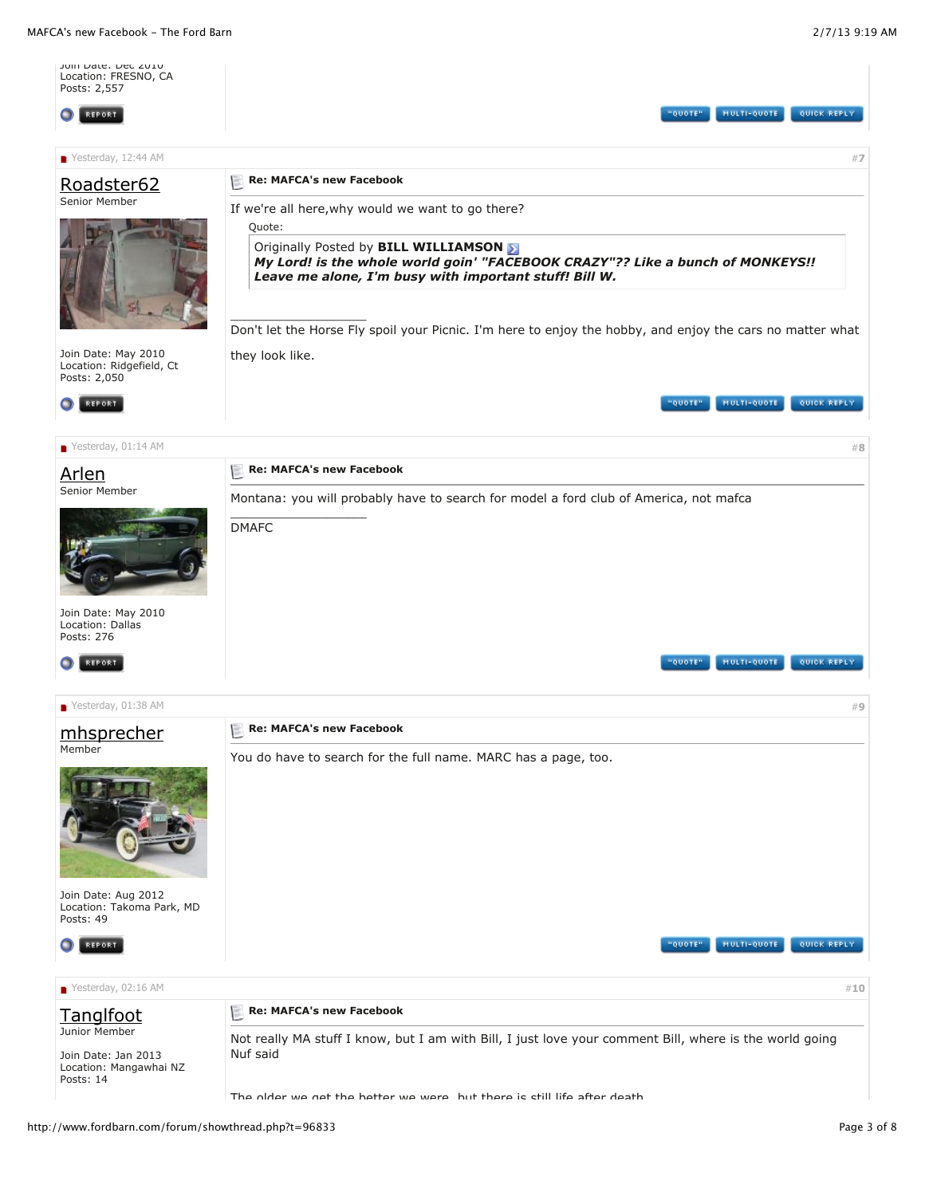Join Date: Dec 2010
Location: FRESNO, CA
Posts: 2,557

---

Yesterday, 12:44 AM #7

**Roadster62**
Senior Member

Join Date: May 2010
Location: Ridgefield, Ct
Posts: 2,050

**Re: MAFCA's new Facebook**

If we're all here,why would we want to go there?

> Quote:
> Originally Posted by **BILL WILLIAMSON**
> ***My Lord! is the whole world goin' "FACEBOOK CRAZY"?? Like a bunch of MONKEYS!! Leave me alone, I'm busy with important stuff! Bill W.***

---

Don't let the Horse Fly spoil your Picnic. I'm here to enjoy the hobby, and enjoy the cars no matter what they look like.

---

Yesterday, 01:14 AM #8

**Arlen**
Senior Member

Join Date: May 2010
Location: Dallas
Posts: 276

**Re: MAFCA's new Facebook**

Montana: you will probably have to search for model a ford club of America, not mafca

---

DMAFC

---

Yesterday, 01:38 AM #9

**mhsprecher**
Member

Join Date: Aug 2012
Location: Takoma Park, MD
Posts: 49

**Re: MAFCA's new Facebook**

You do have to search for the full name. MARC has a page, too.

---

Yesterday, 02:16 AM #10

**Tanglfoot**
Junior Member

Join Date: Jan 2013
Location: Mangawhai NZ
Posts: 14

**Re: MAFCA's new Facebook**

Not really MA stuff I know, but I am with Bill, I just love your comment Bill, where is the world going
Nuf said

The older we get the better we were, but there is still life after death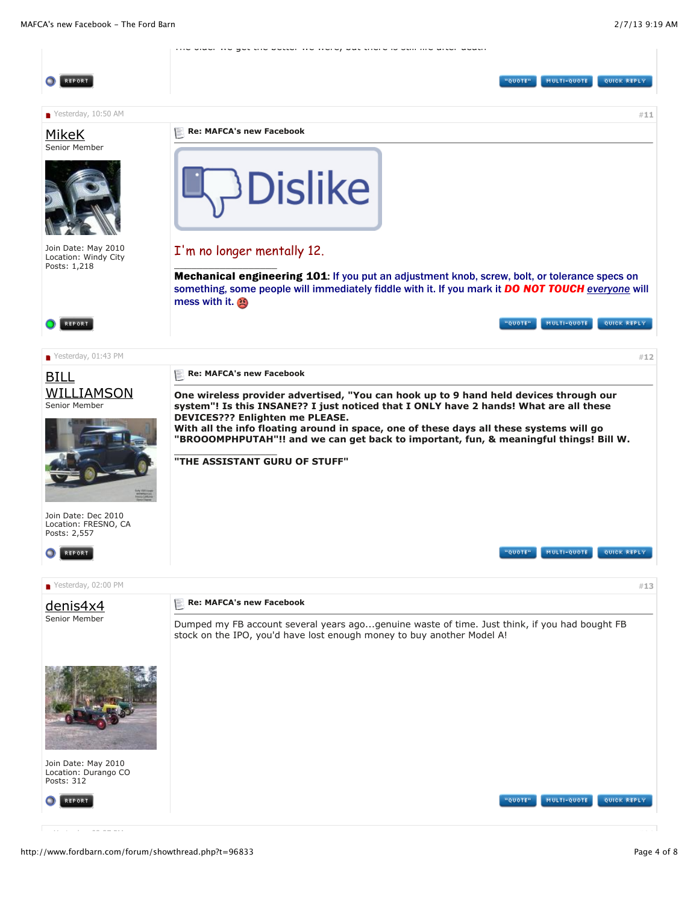The older we get the better we were, but there is still life after death

REPORT

"QUOTE" MULTI-QUOTE QUICK REPLY

Yesterday, 10:50 AM #11

**MikeK**
Senior Member

Join Date: May 2010
Location: Windy City
Posts: 1,218

**Re: MAFCA's new Facebook**

Dislike

I'm no longer mentally 12.

---

**Mechanical engineering 101**: If you put an adjustment knob, screw, bolt, or tolerance specs on something, some people will immediately fiddle with it. If you mark it ***DO NOT TOUCH*** *everyone* will mess with it.

REPORT

"QUOTE" MULTI-QUOTE QUICK REPLY

Yesterday, 01:43 PM #12

**BILL WILLIAMSON**
Senior Member

Join Date: Dec 2010
Location: FRESNO, CA
Posts: 2,557

**Re: MAFCA's new Facebook**

**One wireless provider advertised, "You can hook up to 9 hand held devices through our system"! Is this INSANE?? I just noticed that I ONLY have 2 hands! What are all these DEVICES??? Enlighten me PLEASE.**
**With all the info floating around in space, one of these days all these systems will go "BROOOMPHPUTAH"!! and we can get back to important, fun, & meaningful things! Bill W.**

---

**"THE ASSISTANT GURU OF STUFF"**

REPORT

"QUOTE" MULTI-QUOTE QUICK REPLY

Yesterday, 02:00 PM #13

**denis4x4**
Senior Member

Join Date: May 2010
Location: Durango CO
Posts: 312

**Re: MAFCA's new Facebook**

Dumped my FB account several years ago...genuine waste of time. Just think, if you had bought FB stock on the IPO, you'd have lost enough money to buy another Model A!

REPORT

"QUOTE" MULTI-QUOTE QUICK REPLY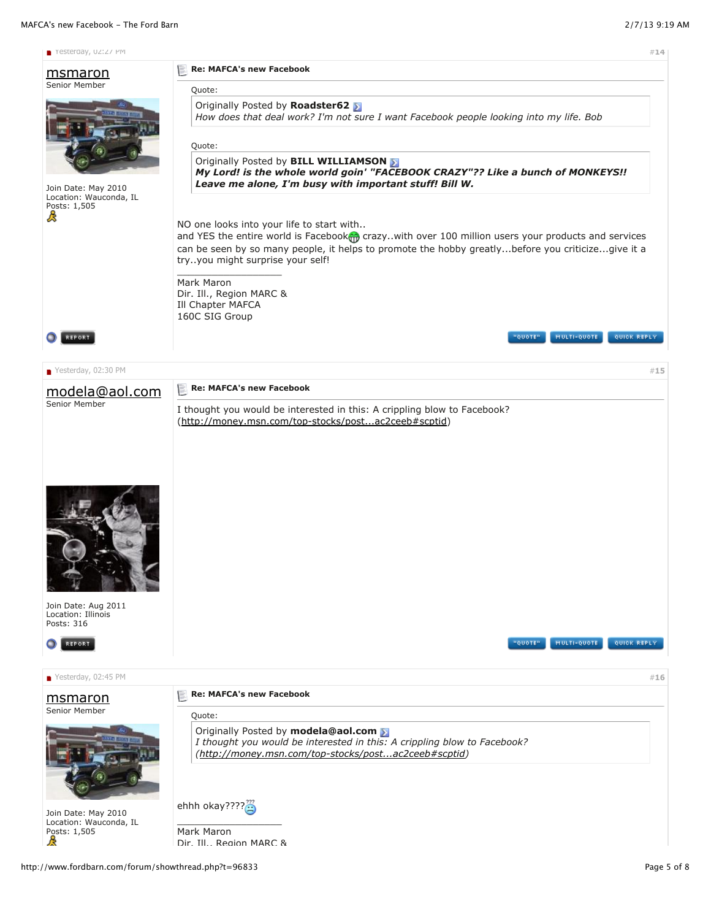Yesterday, 02:27 PM #14

**msmaron**
Senior Member

Join Date: May 2010
Location: Wauconda, IL
Posts: 1,505

**Re: MAFCA's new Facebook**

> Quote:
> Originally Posted by **Roadster62**
> *How does that deal work? I'm not sure I want Facebook people looking into my life. Bob*

> Quote:
> Originally Posted by **BILL WILLIAMSON**
> ***My Lord! is the whole world goin' "FACEBOOK CRAZY"?? Like a bunch of MONKEYS!! Leave me alone, I'm busy with important stuff! Bill W.***

NO one looks into your life to start with..
and YES the entire world is Facebook crazy..with over 100 million users your products and services can be seen by so many people, it helps to promote the hobby greatly...before you criticize...give it a try..you might surprise your self!

---

Mark Maron
Dir. Ill., Region MARC &
Ill Chapter MAFCA
160C SIG Group

REPORT | "QUOTE" | MULTI-QUOTE | QUICK REPLY

---

Yesterday, 02:30 PM #15

**modela@aol.com**
Senior Member

Join Date: Aug 2011
Location: Illinois
Posts: 316

**Re: MAFCA's new Facebook**

I thought you would be interested in this: A crippling blow to Facebook? (http://money.msn.com/top-stocks/post...ac2ceeb#scptid)

REPORT | "QUOTE" | MULTI-QUOTE | QUICK REPLY

---

Yesterday, 02:45 PM #16

**msmaron**
Senior Member

Join Date: May 2010
Location: Wauconda, IL
Posts: 1,505

**Re: MAFCA's new Facebook**

> Quote:
> Originally Posted by **modela@aol.com**
> *I thought you would be interested in this: A crippling blow to Facebook? (http://money.msn.com/top-stocks/post...ac2ceeb#scptid)*

ehhh okay????

---

Mark Maron
Dir. Ill., Region MARC &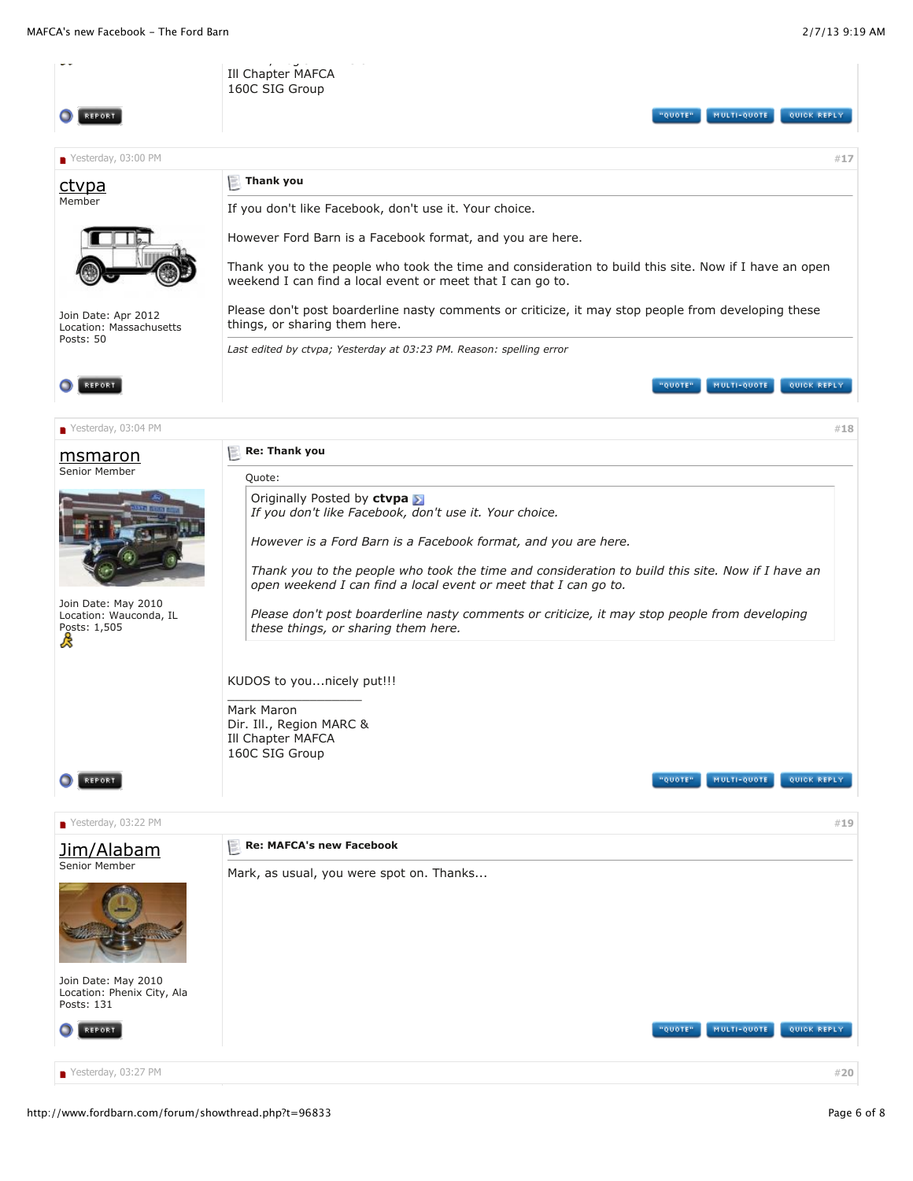Ill Chapter MAFCA
160C SIG Group

---

Yesterday, 03:00 PM #17

**ctvpa**
Member

Join Date: Apr 2012
Location: Massachusetts
Posts: 50

**Thank you**

If you don't like Facebook, don't use it. Your choice.

However Ford Barn is a Facebook format, and you are here.

Thank you to the people who took the time and consideration to build this site. Now if I have an open weekend I can find a local event or meet that I can go to.

Please don't post boarderline nasty comments or criticize, it may stop people from developing these things, or sharing them here.

*Last edited by ctvpa; Yesterday at 03:23 PM. Reason: spelling error*

---

Yesterday, 03:04 PM #18

**msmaron**
Senior Member

Join Date: May 2010
Location: Wauconda, IL
Posts: 1,505

**Re: Thank you**

Quote:

> Originally Posted by **ctvpa**
> *If you don't like Facebook, don't use it. Your choice.*
>
> *However is a Ford Barn is a Facebook format, and you are here.*
>
> *Thank you to the people who took the time and consideration to build this site. Now if I have an open weekend I can find a local event or meet that I can go to.*
>
> *Please don't post boarderline nasty comments or criticize, it may stop people from developing these things, or sharing them here.*

KUDOS to you...nicely put!!!

Mark Maron
Dir. Ill., Region MARC &
Ill Chapter MAFCA
160C SIG Group

---

Yesterday, 03:22 PM #19

**Jim/Alabam**
Senior Member

Join Date: May 2010
Location: Phenix City, Ala
Posts: 131

**Re: MAFCA's new Facebook**

Mark, as usual, you were spot on. Thanks...

---

Yesterday, 03:27 PM #20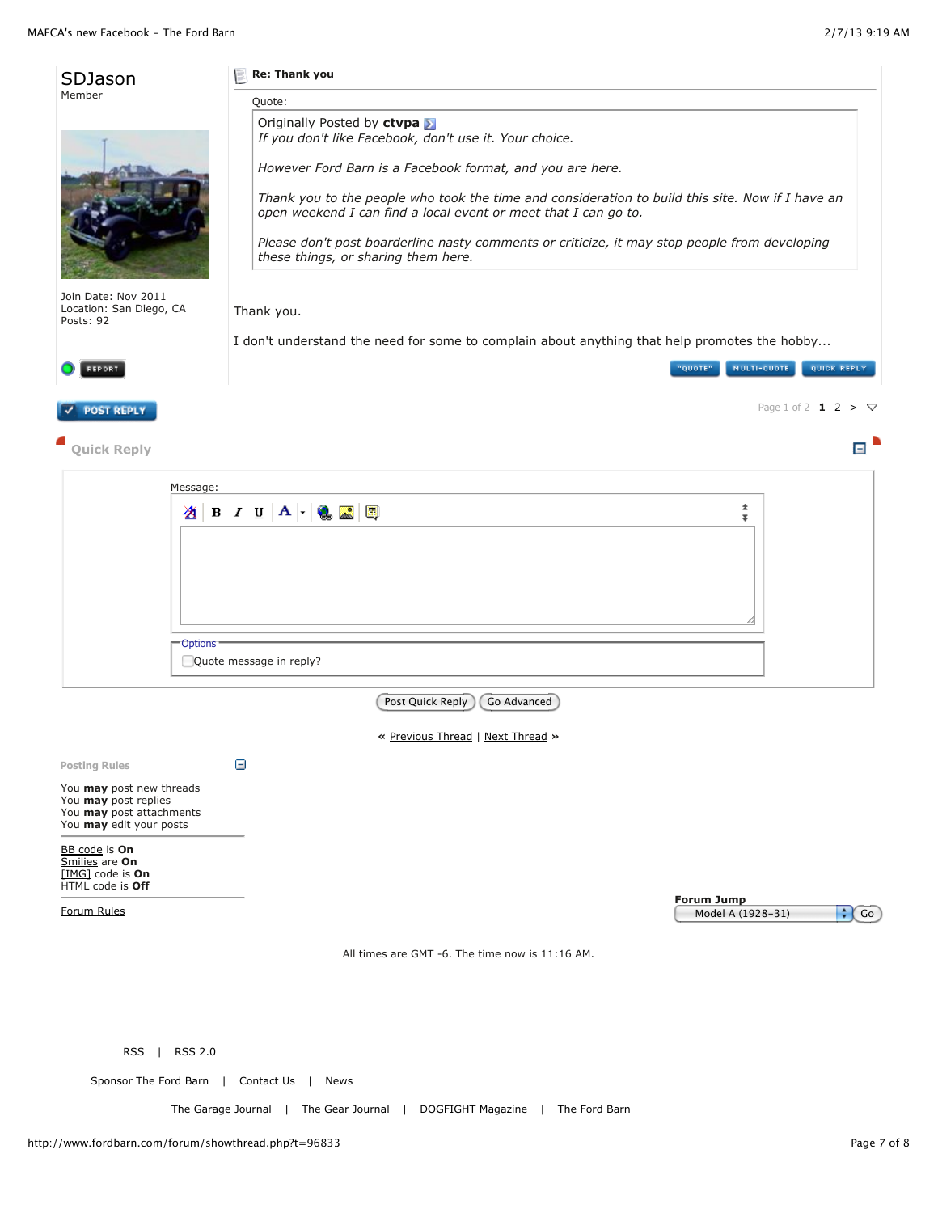**SDJason**
Member

Join Date: Nov 2011
Location: San Diego, CA
Posts: 92

REPORT

**Re: Thank you**

Quote:

> Originally Posted by **ctvpa**
> *If you don't like Facebook, don't use it. Your choice.*
>
> *However Ford Barn is a Facebook format, and you are here.*
>
> *Thank you to the people who took the time and consideration to build this site. Now if I have an open weekend I can find a local event or meet that I can go to.*
>
> *Please don't post boarderline nasty comments or criticize, it may stop people from developing these things, or sharing them here.*

Thank you.

I don't understand the need for some to complain about anything that help promotes the hobby...

"QUOTE" | MULTI-QUOTE | QUICK REPLY

POST REPLY

Page 1 of 2 **1** 2 >

### Quick Reply

Message:

Options
Quote message in reply?

Post Quick Reply | Go Advanced

« Previous Thread | Next Thread »

**Posting Rules**

You **may** post new threads
You **may** post replies
You **may** post attachments
You **may** edit your posts

BB code is **On**
Smilies are **On**
[IMG] code is **On**
HTML code is **Off**

Forum Rules

**Forum Jump**
Model A (1928-31) | Go

All times are GMT -6. The time now is 11:16 AM.

RSS | RSS 2.0

Sponsor The Ford Barn | Contact Us | News

The Garage Journal | The Gear Journal | DOGFIGHT Magazine | The Ford Barn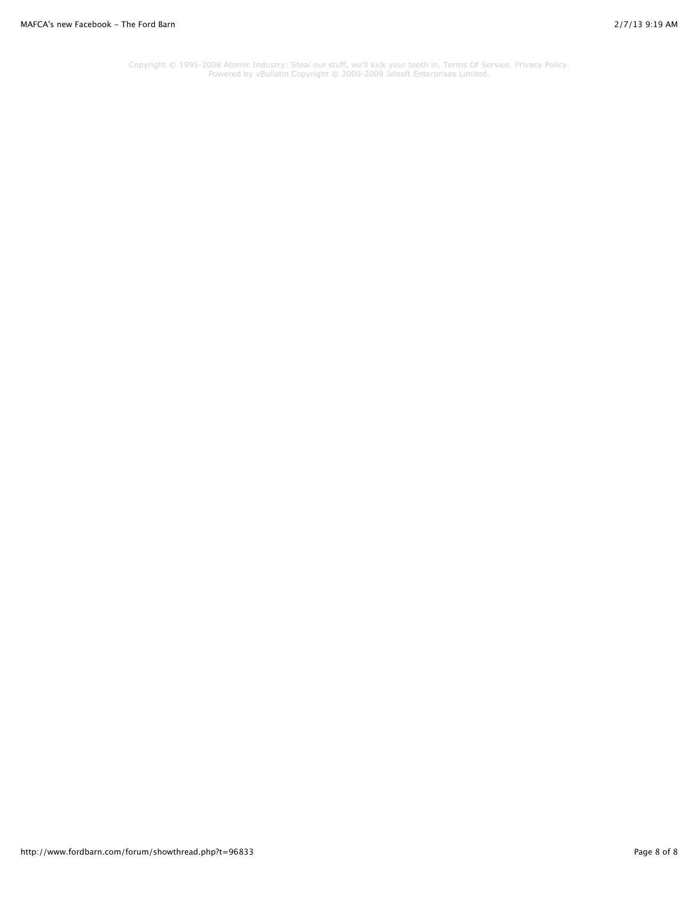Copyright © 1995-2008 Atomic Industry: Steal our stuff, we'll kick your teeth in. Terms Of Service. Privacy Policy.
Powered by vBulletin Copyright © 2000-2009 Jelsoft Enterprises Limited.